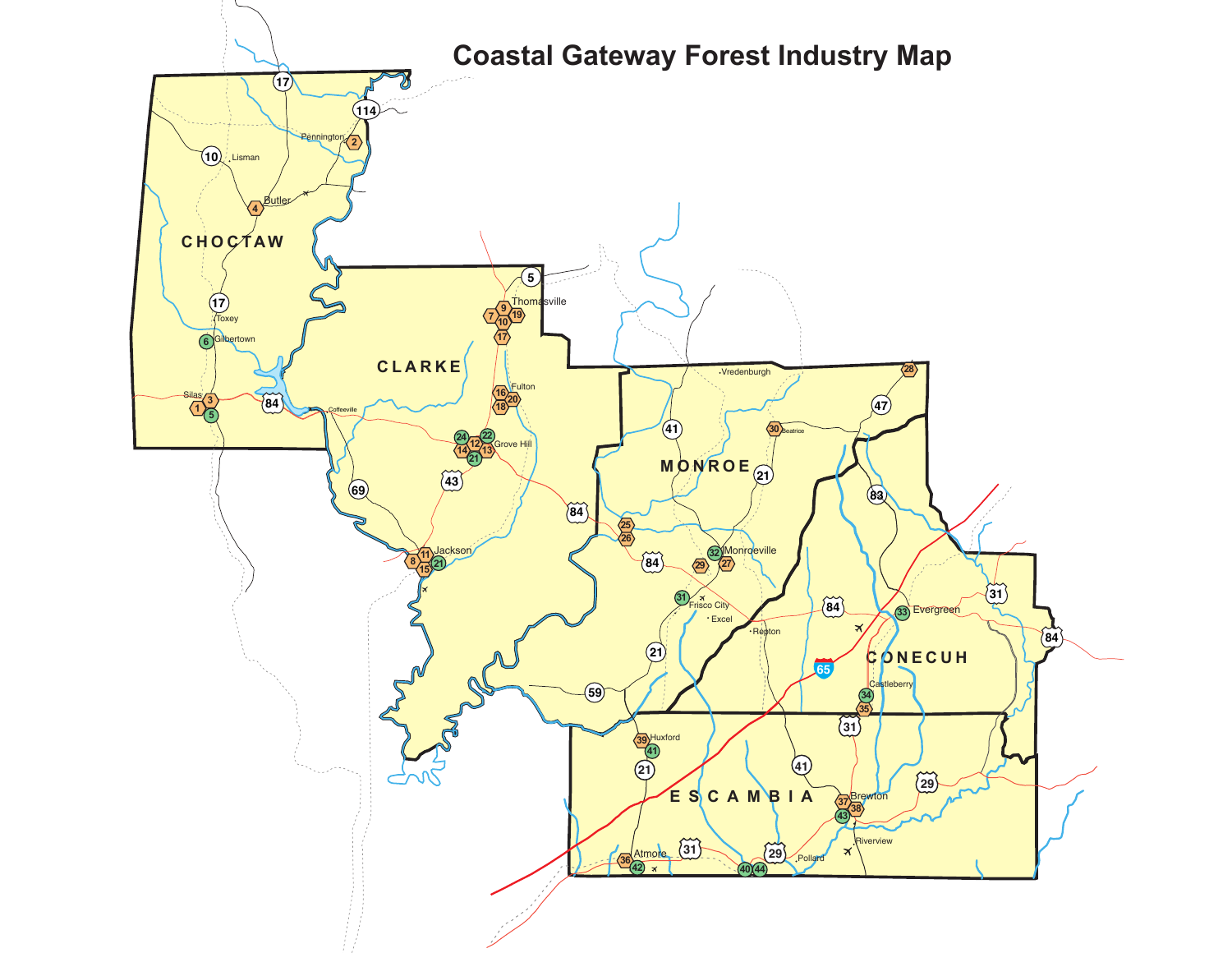# Coastal Gateway Forest Industry Map

CHOCTAW

CLARKE

MONROE

CONECUH

ESCAMBIA

17
114
Pennington
2
10
Lisman
Butler
4
17
Toxey
6
Gilbertown
Silas
1
3
5
84
Coffeeville
5
Thomasville
7
9
19
10
17
Fulton
16
20
18
24
22
12
14
13
21
Grove Hill
43
69
Jackson
8
11
15
21
84
Vredenburgh
28
47
30
Beatrice
41
21
83
25
26
84
32
Monroeville
29
27
31
Frisco City
Excel
Repton
84
33
Evergreen
31
84
65
21
59
Castleberry
34
35
31
39
Huxford
41
21
41
29
Brewton
37
38
43
Riverview
Atmore
36
42
31
40
44
29
Pollard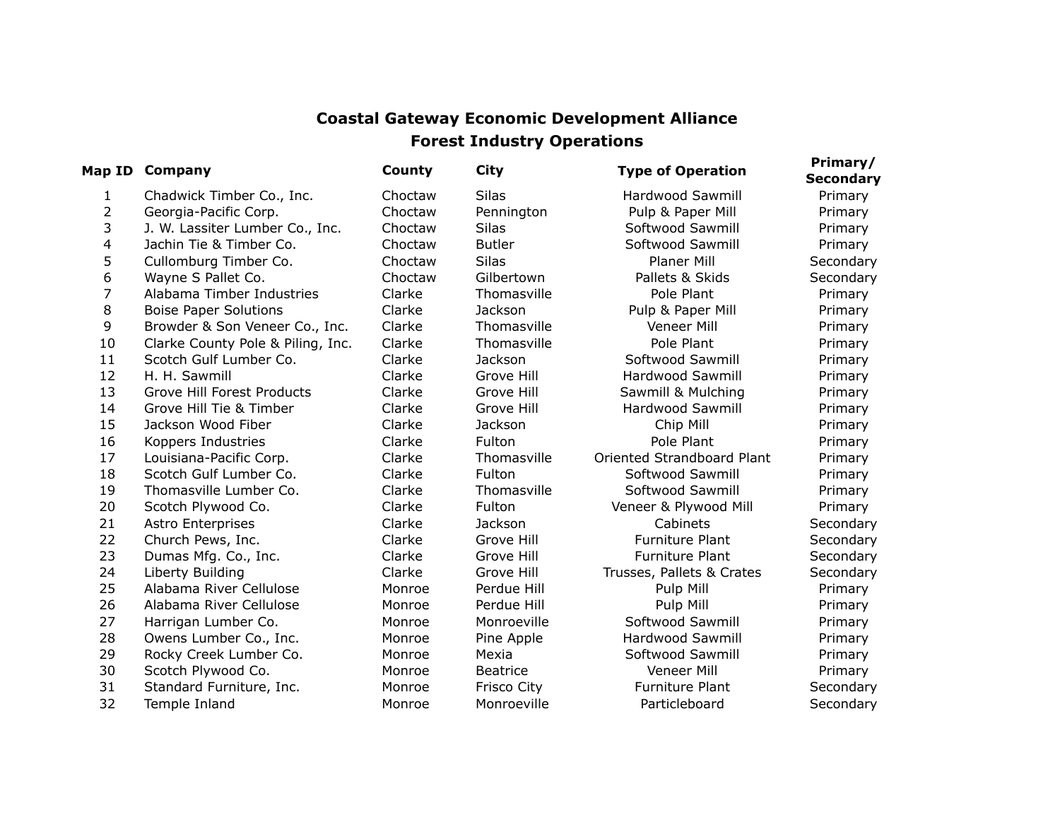# Coastal Gateway Economic Development Alliance
## Forest Industry Operations

| Map ID | Company | County | City | Type of Operation | Primary/ Secondary |
|---|---|---|---|---|---|
| 1 | Chadwick Timber Co., Inc. | Choctaw | Silas | Hardwood Sawmill | Primary |
| 2 | Georgia-Pacific Corp. | Choctaw | Pennington | Pulp & Paper Mill | Primary |
| 3 | J. W. Lassiter Lumber Co., Inc. | Choctaw | Silas | Softwood Sawmill | Primary |
| 4 | Jachin Tie & Timber Co. | Choctaw | Butler | Softwood Sawmill | Primary |
| 5 | Cullomburg Timber Co. | Choctaw | Silas | Planer Mill | Secondary |
| 6 | Wayne S Pallet Co. | Choctaw | Gilbertown | Pallets & Skids | Secondary |
| 7 | Alabama Timber Industries | Clarke | Thomasville | Pole Plant | Primary |
| 8 | Boise Paper Solutions | Clarke | Jackson | Pulp & Paper Mill | Primary |
| 9 | Browder & Son Veneer Co., Inc. | Clarke | Thomasville | Veneer Mill | Primary |
| 10 | Clarke County Pole & Piling, Inc. | Clarke | Thomasville | Pole Plant | Primary |
| 11 | Scotch Gulf Lumber Co. | Clarke | Jackson | Softwood Sawmill | Primary |
| 12 | H. H. Sawmill | Clarke | Grove Hill | Hardwood Sawmill | Primary |
| 13 | Grove Hill Forest Products | Clarke | Grove Hill | Sawmill & Mulching | Primary |
| 14 | Grove Hill Tie & Timber | Clarke | Grove Hill | Hardwood Sawmill | Primary |
| 15 | Jackson Wood Fiber | Clarke | Jackson | Chip Mill | Primary |
| 16 | Koppers Industries | Clarke | Fulton | Pole Plant | Primary |
| 17 | Louisiana-Pacific Corp. | Clarke | Thomasville | Oriented Strandboard Plant | Primary |
| 18 | Scotch Gulf Lumber Co. | Clarke | Fulton | Softwood Sawmill | Primary |
| 19 | Thomasville Lumber Co. | Clarke | Thomasville | Softwood Sawmill | Primary |
| 20 | Scotch Plywood Co. | Clarke | Fulton | Veneer & Plywood Mill | Primary |
| 21 | Astro Enterprises | Clarke | Jackson | Cabinets | Secondary |
| 22 | Church Pews, Inc. | Clarke | Grove Hill | Furniture Plant | Secondary |
| 23 | Dumas Mfg. Co., Inc. | Clarke | Grove Hill | Furniture Plant | Secondary |
| 24 | Liberty Building | Clarke | Grove Hill | Trusses, Pallets & Crates | Secondary |
| 25 | Alabama River Cellulose | Monroe | Perdue Hill | Pulp Mill | Primary |
| 26 | Alabama River Cellulose | Monroe | Perdue Hill | Pulp Mill | Primary |
| 27 | Harrigan Lumber Co. | Monroe | Monroeville | Softwood Sawmill | Primary |
| 28 | Owens Lumber Co., Inc. | Monroe | Pine Apple | Hardwood Sawmill | Primary |
| 29 | Rocky Creek Lumber Co. | Monroe | Mexia | Softwood Sawmill | Primary |
| 30 | Scotch Plywood Co. | Monroe | Beatrice | Veneer Mill | Primary |
| 31 | Standard Furniture, Inc. | Monroe | Frisco City | Furniture Plant | Secondary |
| 32 | Temple Inland | Monroe | Monroeville | Particleboard | Secondary |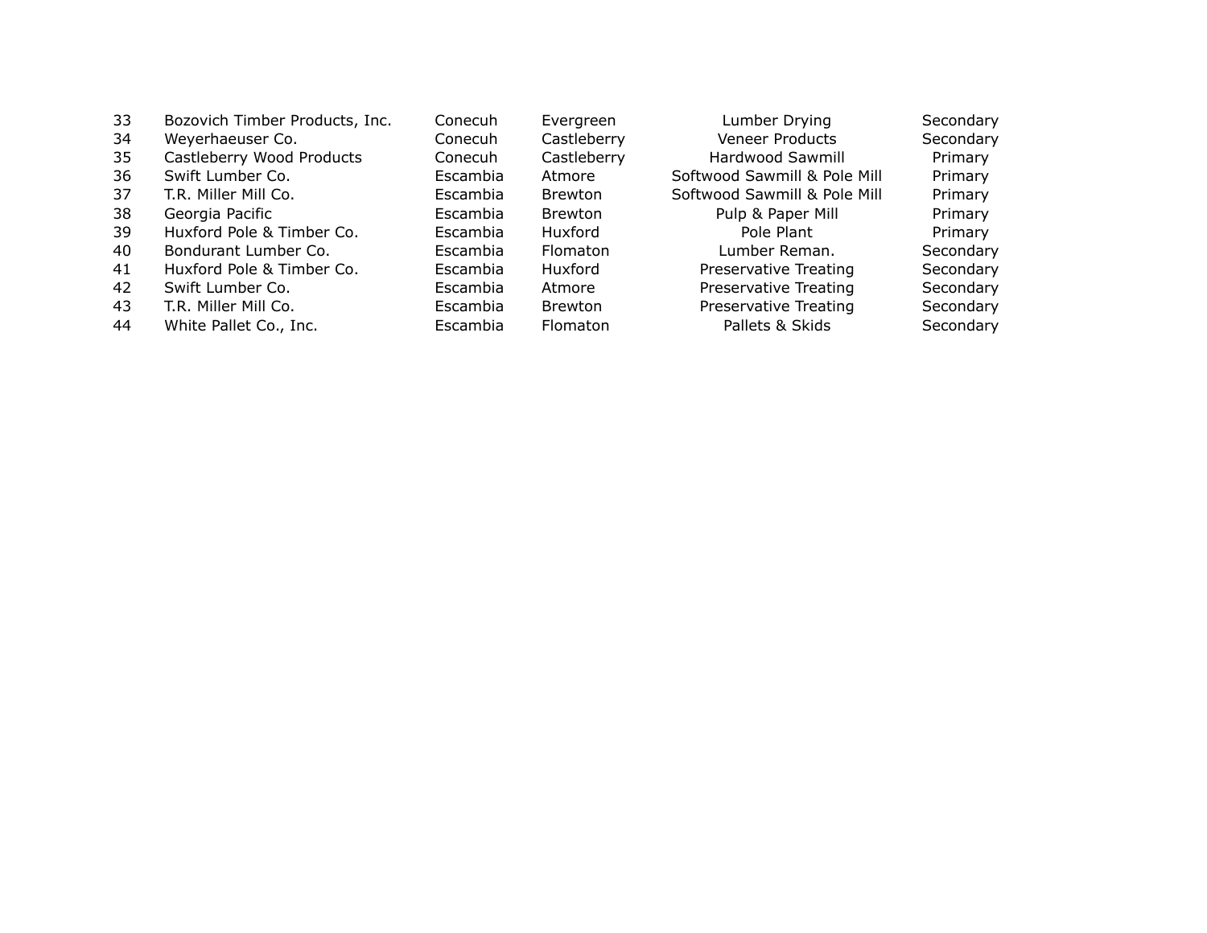| | | | | | |
|---|---|---|---|---|---|
| 33 | Bozovich Timber Products, Inc. | Conecuh | Evergreen | Lumber Drying | Secondary |
| 34 | Weyerhaeuser Co. | Conecuh | Castleberry | Veneer Products | Secondary |
| 35 | Castleberry Wood Products | Conecuh | Castleberry | Hardwood Sawmill | Primary |
| 36 | Swift Lumber Co. | Escambia | Atmore | Softwood Sawmill & Pole Mill | Primary |
| 37 | T.R. Miller Mill Co. | Escambia | Brewton | Softwood Sawmill & Pole Mill | Primary |
| 38 | Georgia Pacific | Escambia | Brewton | Pulp & Paper Mill | Primary |
| 39 | Huxford Pole & Timber Co. | Escambia | Huxford | Pole Plant | Primary |
| 40 | Bondurant Lumber Co. | Escambia | Flomaton | Lumber Reman. | Secondary |
| 41 | Huxford Pole & Timber Co. | Escambia | Huxford | Preservative Treating | Secondary |
| 42 | Swift Lumber Co. | Escambia | Atmore | Preservative Treating | Secondary |
| 43 | T.R. Miller Mill Co. | Escambia | Brewton | Preservative Treating | Secondary |
| 44 | White Pallet Co., Inc. | Escambia | Flomaton | Pallets & Skids | Secondary |